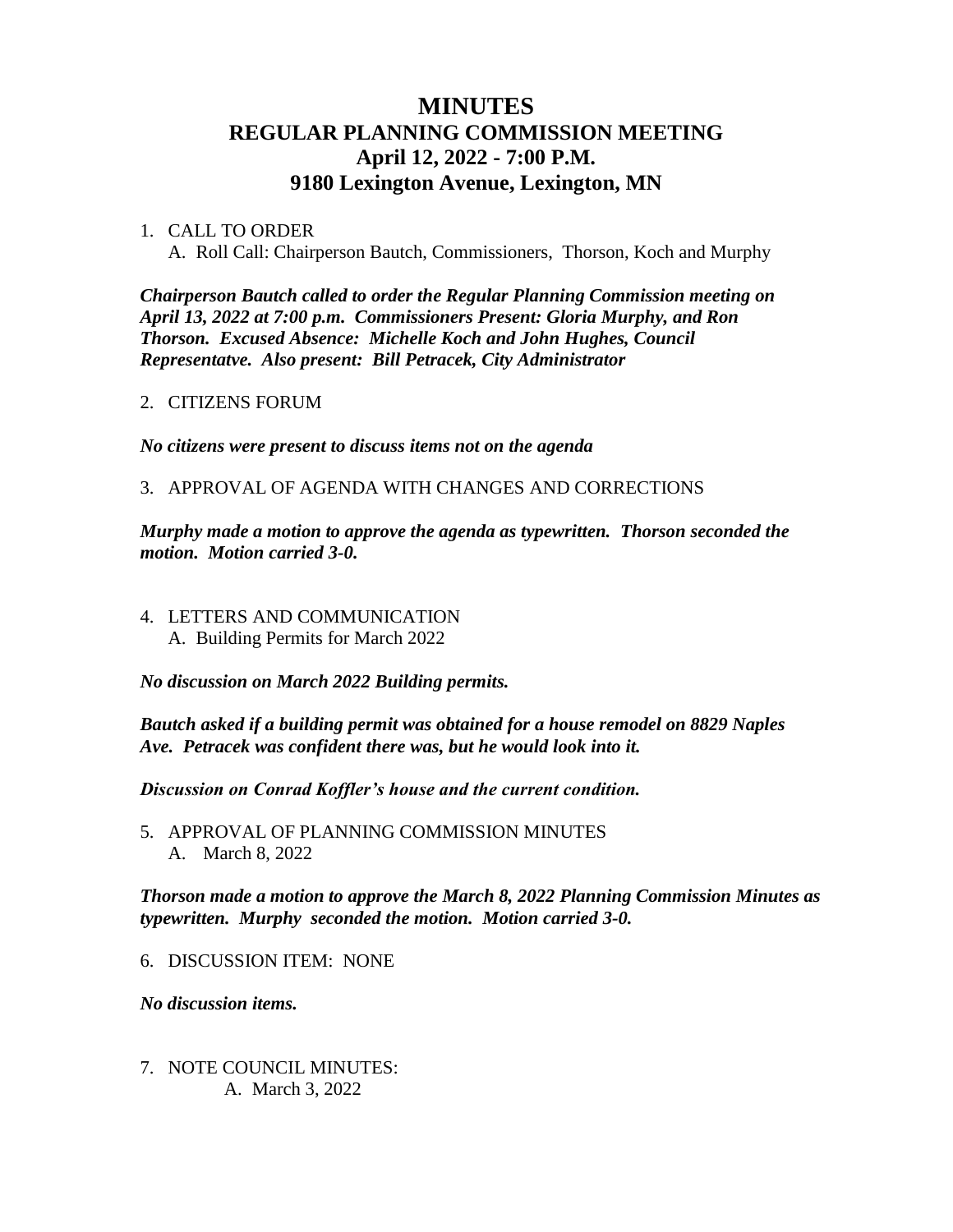# MINUTES
## REGULAR PLANNING COMMISSION MEETING
## April 12, 2022 - 7:00 P.M.
## 9180 Lexington Avenue, Lexington, MN

1. CALL TO ORDER
   A. Roll Call: Chairperson Bautch, Commissioners, Thorson, Koch and Murphy

***Chairperson Bautch called to order the Regular Planning Commission meeting on April 13, 2022 at 7:00 p.m. Commissioners Present: Gloria Murphy, and Ron Thorson. Excused Absence: Michelle Koch and John Hughes, Council Representatve. Also present: Bill Petracek, City Administrator***

2. CITIZENS FORUM

***No citizens were present to discuss items not on the agenda***

3. APPROVAL OF AGENDA WITH CHANGES AND CORRECTIONS

***Murphy made a motion to approve the agenda as typewritten. Thorson seconded the motion. Motion carried 3-0.***

4. LETTERS AND COMMUNICATION
   A. Building Permits for March 2022

***No discussion on March 2022 Building permits.***

***Bautch asked if a building permit was obtained for a house remodel on 8829 Naples Ave. Petracek was confident there was, but he would look into it.***

***Discussion on Conrad Koffler's house and the current condition.***

5. APPROVAL OF PLANNING COMMISSION MINUTES
   A. March 8, 2022

***Thorson made a motion to approve the March 8, 2022 Planning Commission Minutes as typewritten. Murphy seconded the motion. Motion carried 3-0.***

6. DISCUSSION ITEM: NONE

***No discussion items.***

7. NOTE COUNCIL MINUTES:
   A. March 3, 2022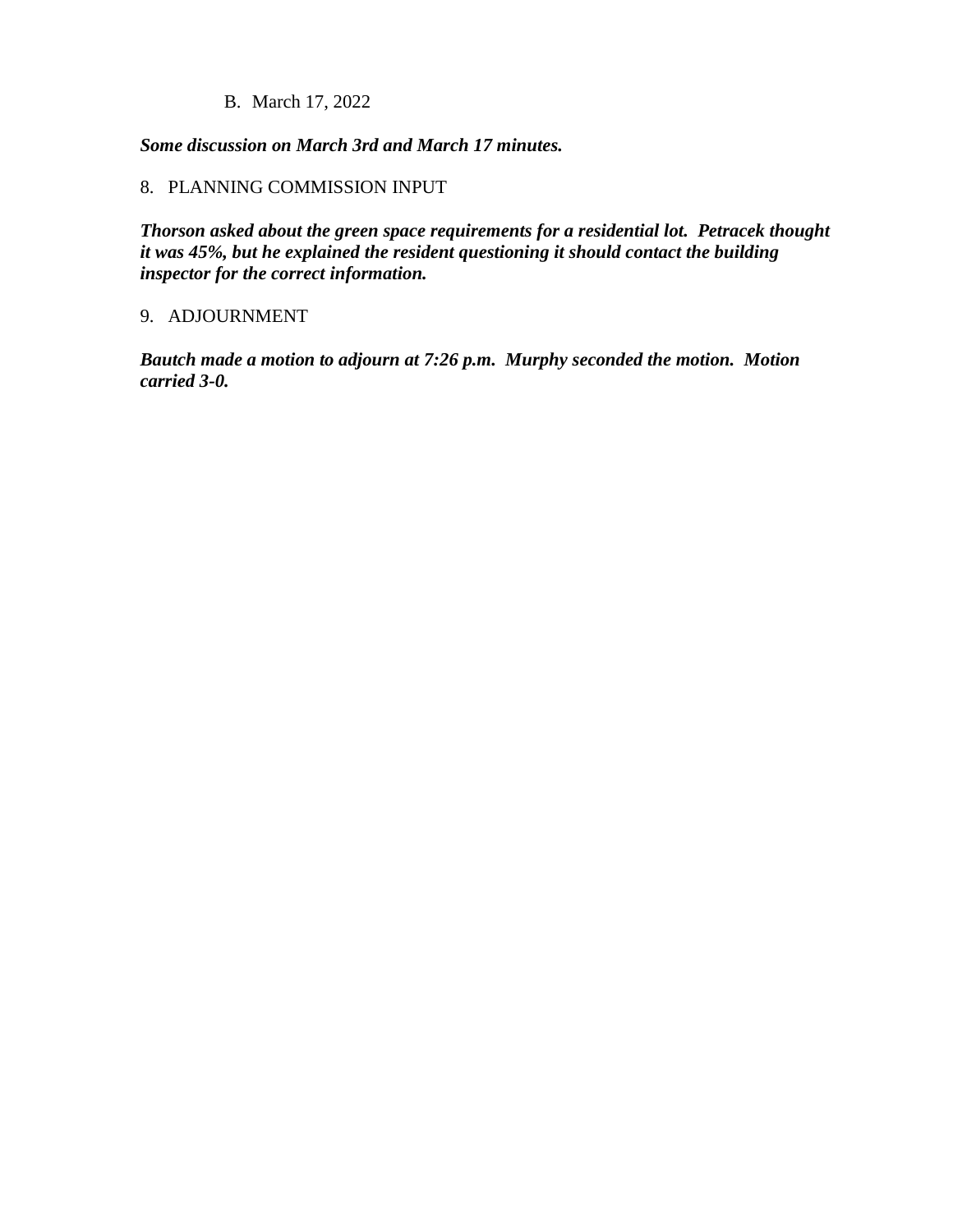B. March 17, 2022

***Some discussion on March 3rd and March 17 minutes.***

8. PLANNING COMMISSION INPUT

***Thorson asked about the green space requirements for a residential lot. Petracek thought it was 45%, but he explained the resident questioning it should contact the building inspector for the correct information.***

9. ADJOURNMENT

***Bautch made a motion to adjourn at 7:26 p.m. Murphy seconded the motion. Motion carried 3-0.***